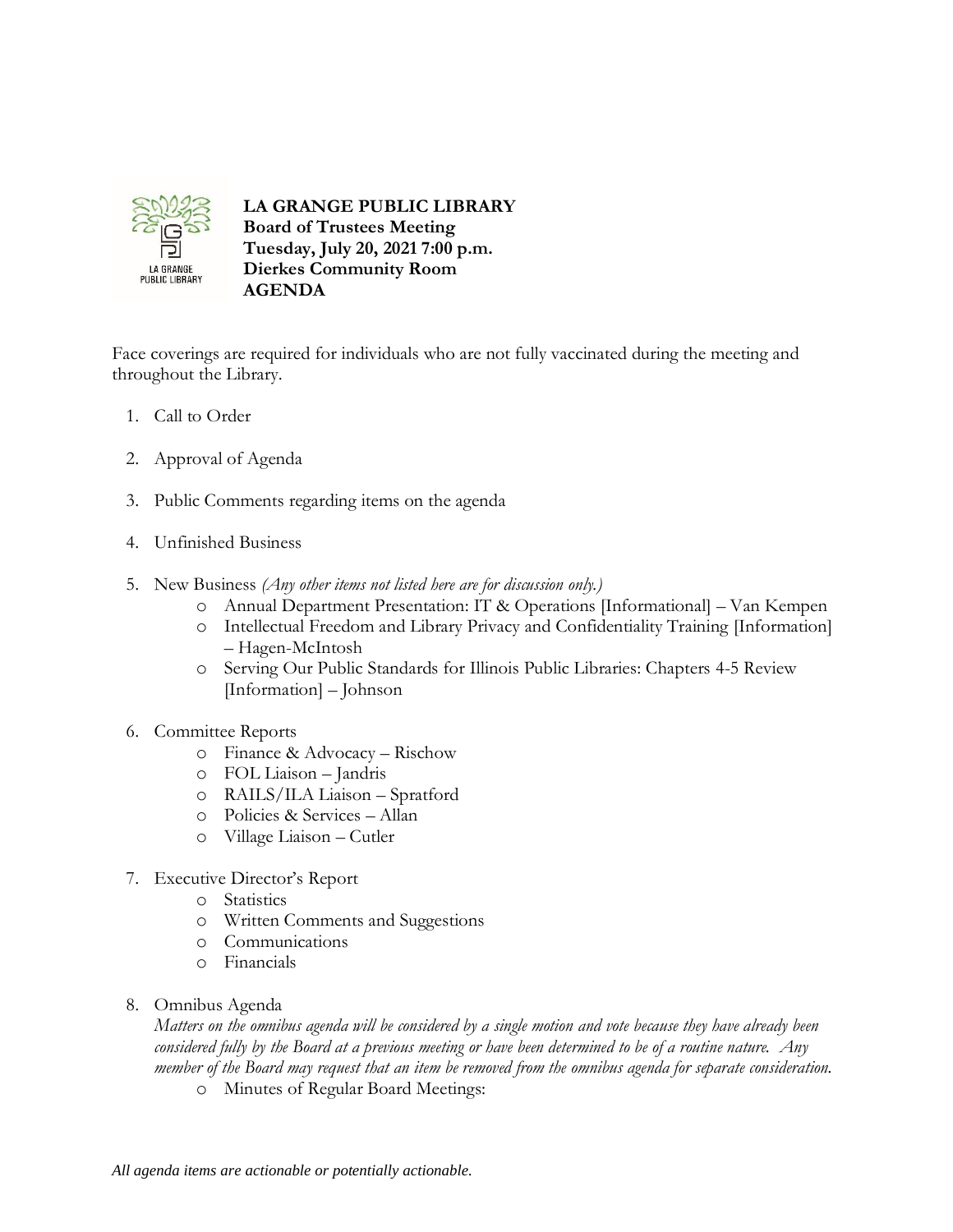**LA GRANGE PUBLIC LIBRARY**
**Board of Trustees Meeting**
**Tuesday, July 20, 2021 7:00 p.m.**
**Dierkes Community Room**
**AGENDA**

Face coverings are required for individuals who are not fully vaccinated during the meeting and throughout the Library.

1. Call to Order

2. Approval of Agenda

3. Public Comments regarding items on the agenda

4. Unfinished Business

5. New Business *(Any other items not listed here are for discussion only.)*
   - Annual Department Presentation: IT & Operations [Informational] – Van Kempen
   - Intellectual Freedom and Library Privacy and Confidentiality Training [Information] – Hagen-McIntosh
   - Serving Our Public Standards for Illinois Public Libraries: Chapters 4-5 Review [Information] – Johnson

6. Committee Reports
   - Finance & Advocacy – Rischow
   - FOL Liaison – Jandris
   - RAILS/ILA Liaison – Spratford
   - Policies & Services – Allan
   - Village Liaison – Cutler

7. Executive Director's Report
   - Statistics
   - Written Comments and Suggestions
   - Communications
   - Financials

8. Omnibus Agenda
   *Matters on the omnibus agenda will be considered by a single motion and vote because they have already been considered fully by the Board at a previous meeting or have been determined to be of a routine nature. Any member of the Board may request that an item be removed from the omnibus agenda for separate consideration.*
   - Minutes of Regular Board Meetings:

*All agenda items are actionable or potentially actionable.*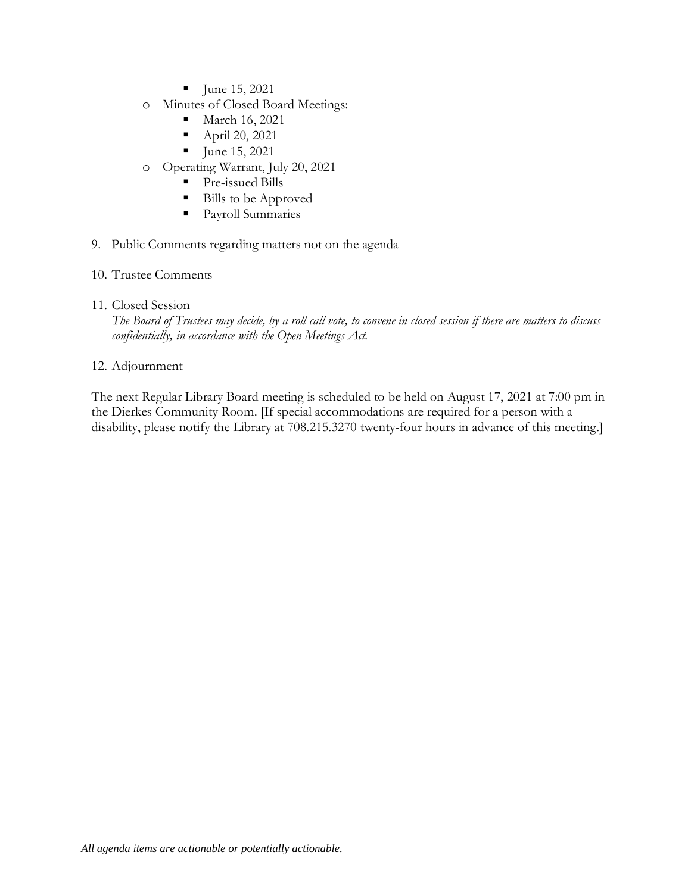- June 15, 2021
    - Minutes of Closed Board Meetings:
        - March 16, 2021
        - April 20, 2021
        - June 15, 2021
    - Operating Warrant, July 20, 2021
        - Pre-issued Bills
        - Bills to be Approved
        - Payroll Summaries

9. Public Comments regarding matters not on the agenda

10. Trustee Comments

11. Closed Session

    *The Board of Trustees may decide, by a roll call vote, to convene in closed session if there are matters to discuss confidentially, in accordance with the Open Meetings Act.*

12. Adjournment

The next Regular Library Board meeting is scheduled to be held on August 17, 2021 at 7:00 pm in the Dierkes Community Room. [If special accommodations are required for a person with a disability, please notify the Library at 708.215.3270 twenty-four hours in advance of this meeting.]

*All agenda items are actionable or potentially actionable.*